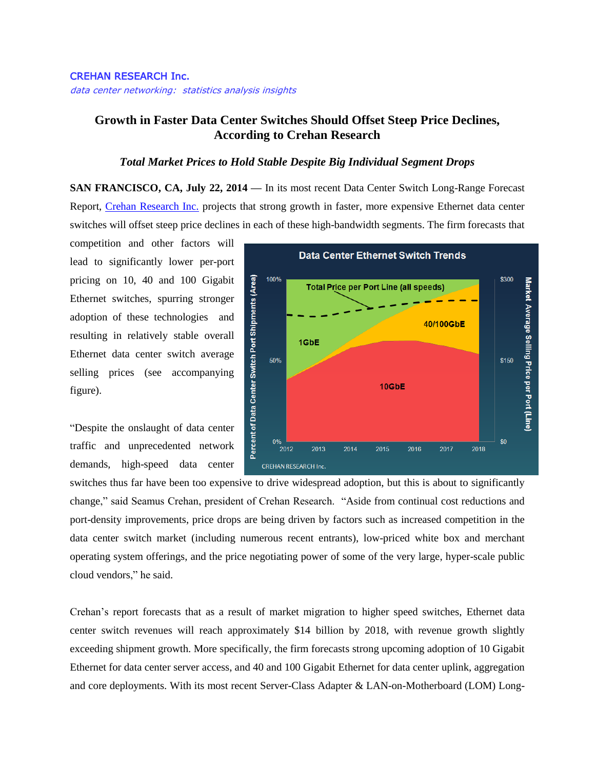CREHAN RESEARCH Inc.

*data center networking: statistics analysis insights*

# Growth in Faster Data Center Switches Should Offset Steep Price Declines, According to Crehan Research

### *Total Market Prices to Hold Stable Despite Big Individual Segment Drops*

**SAN FRANCISCO, CA, July 22, 2014** — In its most recent Data Center Switch Long-Range Forecast Report, [Crehan Research Inc.](#) projects that strong growth in faster, more expensive Ethernet data center switches will offset steep price declines in each of these high-bandwidth segments. The firm forecasts that competition and other factors will lead to significantly lower per-port pricing on 10, 40 and 100 Gigabit Ethernet switches, spurring stronger adoption of these technologies and resulting in relatively stable overall Ethernet data center switch average selling prices (see accompanying figure).

"Despite the onslaught of data center traffic and unprecedented network demands, high-speed data center switches thus far have been too expensive to drive widespread adoption, but this is about to significantly change," said Seamus Crehan, president of Crehan Research. "Aside from continual cost reductions and port-density improvements, price drops are being driven by factors such as increased competition in the data center switch market (including numerous recent entrants), low-priced white box and merchant operating system offerings, and the price negotiating power of some of the very large, hyper-scale public cloud vendors," he said.

Crehan's report forecasts that as a result of market migration to higher speed switches, Ethernet data center switch revenues will reach approximately $14 billion by 2018, with revenue growth slightly exceeding shipment growth. More specifically, the firm forecasts strong upcoming adoption of 10 Gigabit Ethernet for data center server access, and 40 and 100 Gigabit Ethernet for data center uplink, aggregation and core deployments. With its most recent Server-Class Adapter & LAN-on-Motherboard (LOM) Long-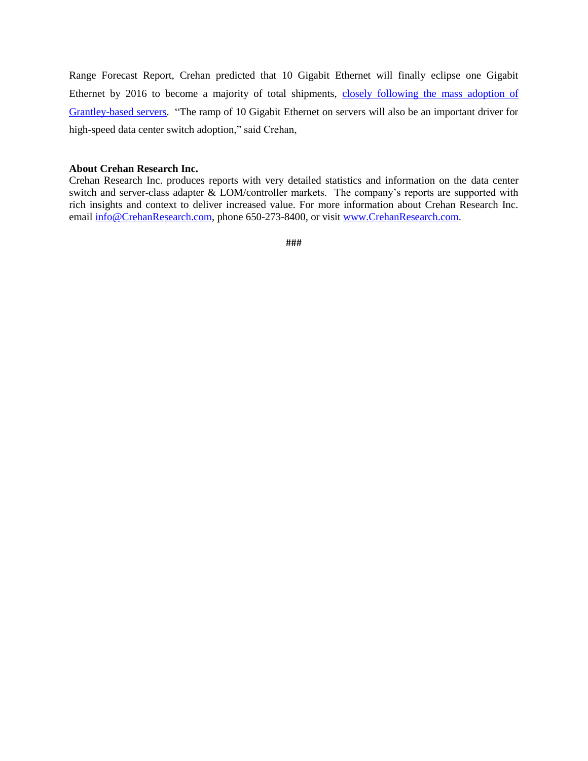Range Forecast Report, Crehan predicted that 10 Gigabit Ethernet will finally eclipse one Gigabit Ethernet by 2016 to become a majority of total shipments, closely following the mass adoption of Grantley-based servers. "The ramp of 10 Gigabit Ethernet on servers will also be an important driver for high-speed data center switch adoption," said Crehan,

**About Crehan Research Inc.**

Crehan Research Inc. produces reports with very detailed statistics and information on the data center switch and server-class adapter & LOM/controller markets. The company's reports are supported with rich insights and context to deliver increased value. For more information about Crehan Research Inc. email info@CrehanResearch.com, phone 650-273-8400, or visit www.CrehanResearch.com.

###